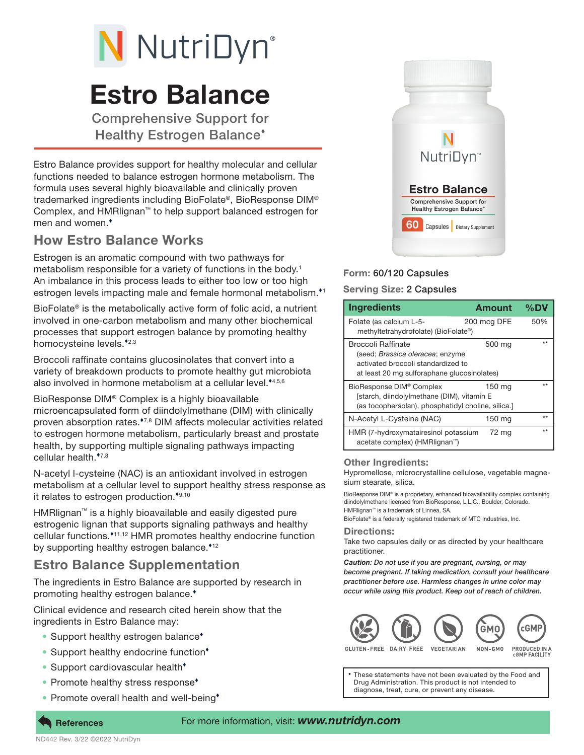# NutriDyn®

# Estro Balance

## Comprehensive Support for Healthy Estrogen Balance♦

Estro Balance provides support for healthy molecular and cellular functions needed to balance estrogen hormone metabolism. The formula uses several highly bioavailable and clinically proven trademarked ingredients including BioFolate®, BioResponse DIM® Complex, and HMRlignan™ to help support balanced estrogen for men and women.♦

## How Estro Balance Works

Estrogen is an aromatic compound with two pathways for metabolism responsible for a variety of functions in the body.[1] An imbalance in this process leads to either too low or too high estrogen levels impacting male and female hormonal metabolism.♦[1]

BioFolate® is the metabolically active form of folic acid, a nutrient involved in one-carbon metabolism and many other biochemical processes that support estrogen balance by promoting healthy homocysteine levels.♦[2,3]

Broccoli raffinate contains glucosinolates that convert into a variety of breakdown products to promote healthy gut microbiota also involved in hormone metabolism at a cellular level.♦[4,5,6]

BioResponse DIM® Complex is a highly bioavailable microencapsulated form of diindolylmethane (DIM) with clinically proven absorption rates.♦[7,8] DIM affects molecular activities related to estrogen hormone metabolism, particularly breast and prostate health, by supporting multiple signaling pathways impacting cellular health.♦[7,8]

N-acetyl l-cysteine (NAC) is an antioxidant involved in estrogen metabolism at a cellular level to support healthy stress response as it relates to estrogen production.♦[9,10]

HMRlignan™ is a highly bioavailable and easily digested pure estrogenic lignan that supports signaling pathways and healthy cellular functions.♦[11,12] HMR promotes healthy endocrine function by supporting healthy estrogen balance.♦[12]

## Estro Balance Supplementation

The ingredients in Estro Balance are supported by research in promoting healthy estrogen balance.♦

Clinical evidence and research cited herein show that the ingredients in Estro Balance may:

- Support healthy estrogen balance♦
- Support healthy endocrine function♦
- Support cardiovascular health♦
- Promote healthy stress response♦
- Promote overall health and well-being♦

**Form:** 60/120 Capsules

**Serving Size:** 2 Capsules

| Ingredients | Amount | %DV |
|---|---|---|
| Folate (as calcium L-5-methyltetrahydrofolate) (BioFolate®) | 200 mcg DFE | 50% |
| Broccoli Raffinate (seed; *Brassica oleracea*; enzyme activated broccoli standardized to at least 20 mg sulforaphane glucosinolates) | 500 mg | ** |
| BioResponse DIM® Complex [starch, diindolylmethane (DIM), vitamin E (as tocophersolan), phosphatidyl choline, silica.] | 150 mg | ** |
| N-Acetyl L-Cysteine (NAC) | 150 mg | ** |
| HMR (7-hydroxymatairesinol potassium acetate complex) (HMRlignan™) | 72 mg | ** |

### Other Ingredients:

Hypromellose, microcrystalline cellulose, vegetable magnesium stearate, silica.

BioResponse DIM® is a proprietary, enhanced bioavailability complex containing diindolylmethane licensed from BioResponse, L.L.C., Boulder, Colorado.
HMRlignan™ is a trademark of Linnea, SA.
BioFolate® is a federally registered trademark of MTC Industries, Inc.

### Directions:

Take two capsules daily or as directed by your healthcare practitioner.

***Caution:** Do not use if you are pregnant, nursing, or may become pregnant. If taking medication, consult your healthcare practitioner before use. Harmless changes in urine color may occur while using this product. Keep out of reach of children.*

GLUTEN-FREE · DAIRY-FREE · VEGETARIAN · NON-GMO · PRODUCED IN A cGMP FACILITY

♦ These statements have not been evaluated by the Food and Drug Administration. This product is not intended to diagnose, treat, cure, or prevent any disease.

**References**

For more information, visit: ***www.nutridyn.com***

ND442 Rev. 3/22 ©2022 NutriDyn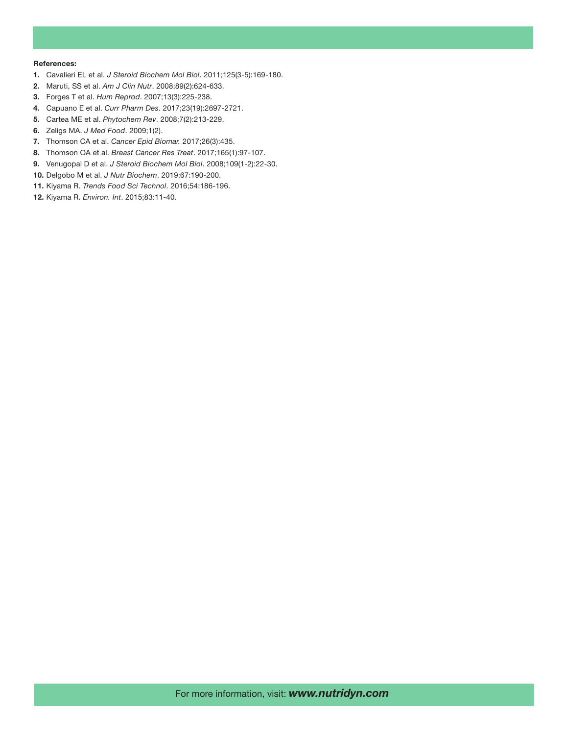**References:**

1. Cavalieri EL et al. *J Steroid Biochem Mol Biol*. 2011;125(3-5):169-180.
2. Maruti, SS et al. *Am J Clin Nutr*. 2008;89(2):624-633.
3. Forges T et al. *Hum Reprod*. 2007;13(3):225-238.
4. Capuano E et al. *Curr Pharm Des*. 2017;23(19):2697-2721.
5. Cartea ME et al. *Phytochem Rev*. 2008;7(2):213-229.
6. Zeligs MA. *J Med Food*. 2009;1(2).
7. Thomson CA et al. *Cancer Epid Biomar.* 2017;26(3):435.
8. Thomson OA et al. *Breast Cancer Res Treat*. 2017;165(1):97-107.
9. Venugopal D et al. *J Steroid Biochem Mol Biol*. 2008;109(1-2):22-30.
10. Delgobo M et al. *J Nutr Biochem*. 2019;67:190-200.
11. Kiyama R. *Trends Food Sci Technol*. 2016;54:186-196.
12. Kiyama R. *Environ. Int*. 2015;83:11-40.

For more information, visit: ***www.nutridyn.com***